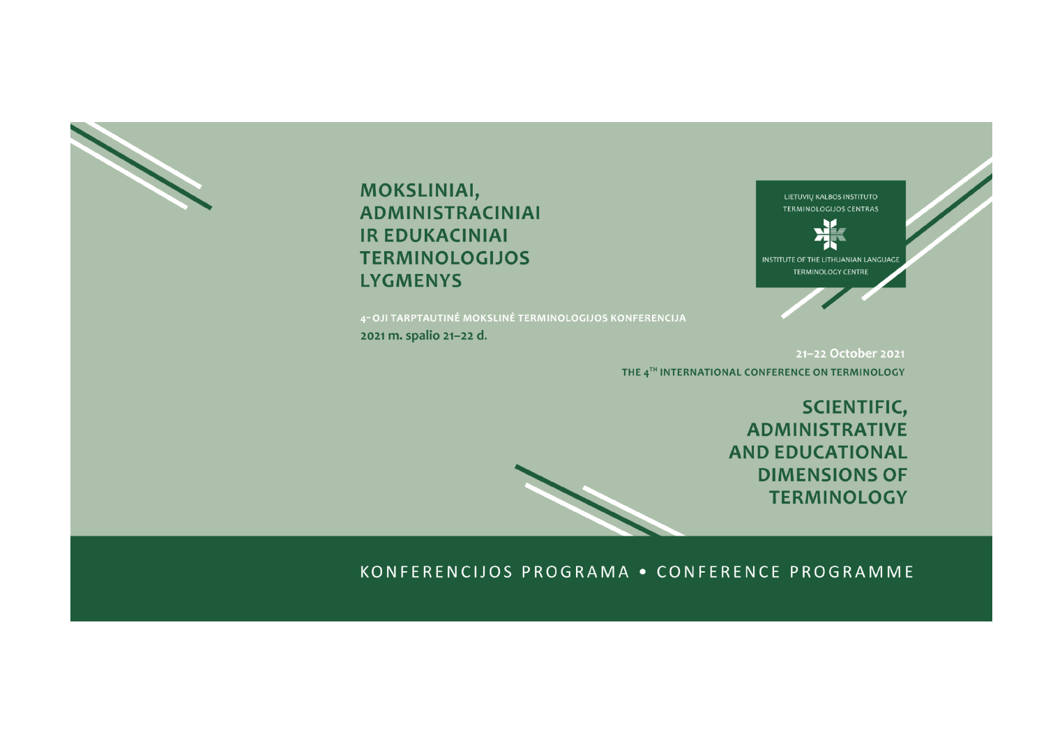# MOKSLINIAI, ADMINISTRACINIAI IR EDUKACINIAI TERMINOLOGIJOS LYGMENYS

LIETUVIŲ KALBOS INSTITUTO TERMINOLOGIJOS CENTRAS

INSTITUTE OF THE LITHUANIAN LANGUAGE TERMINOLOGY CENTRE

4-OJI TARPTAUTINĖ MOKSLINĖ TERMINOLOGIJOS KONFERENCIJA

2021 m. spalio 21–22 d.

21–22 October 2021

THE 4TH INTERNATIONAL CONFERENCE ON TERMINOLOGY

# SCIENTIFIC, ADMINISTRATIVE AND EDUCATIONAL DIMENSIONS OF TERMINOLOGY

KONFERENCIJOS PROGRAMA • CONFERENCE PROGRAMME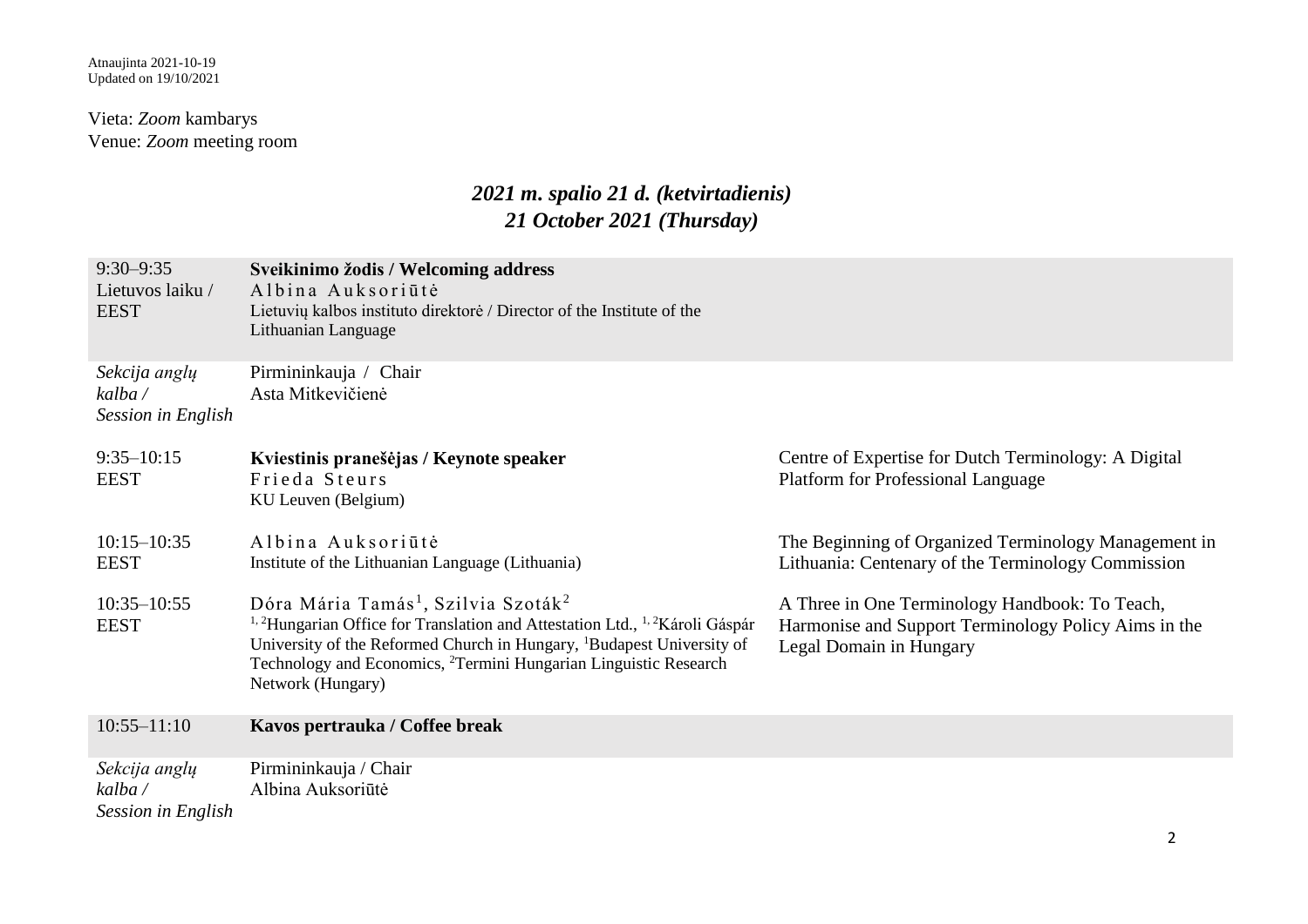Atnaujinta 2021-10-19
Updated on 19/10/2021

Vieta: *Zoom* kambarys
Venue: *Zoom* meeting room

## *2021 m. spalio 21 d. (ketvirtadienis)*
## *21 October 2021 (Thursday)*

| | | |
|---|---|---|
| 9:30–9:35 Lietuvos laiku / EEST | **Sveikinimo žodis / Welcoming address** Albina Auksoriūtė Lietuvių kalbos instituto direktorė / Director of the Institute of the Lithuanian Language | |
| *Sekcija anglų kalba / Session in English* | Pirmininkauja / Chair Asta Mitkevičienė | |
| 9:35–10:15 EEST | **Kviestinis pranešėjas / Keynote speaker** Frieda Steurs KU Leuven (Belgium) | Centre of Expertise for Dutch Terminology: A Digital Platform for Professional Language |
| 10:15–10:35 EEST | Albina Auksoriūtė Institute of the Lithuanian Language (Lithuania) | The Beginning of Organized Terminology Management in Lithuania: Centenary of the Terminology Commission |
| 10:35–10:55 EEST | Dóra Mária Tamás[1], Szilvia Szoták[2] [1, 2]Hungarian Office for Translation and Attestation Ltd., [1, 2]Károli Gáspár University of the Reformed Church in Hungary, [1]Budapest University of Technology and Economics, [2]Termini Hungarian Linguistic Research Network (Hungary) | A Three in One Terminology Handbook: To Teach, Harmonise and Support Terminology Policy Aims in the Legal Domain in Hungary |
| 10:55–11:10 | **Kavos pertrauka / Coffee break** | |
| *Sekcija anglų kalba / Session in English* | Pirmininkauja / Chair Albina Auksoriūtė | |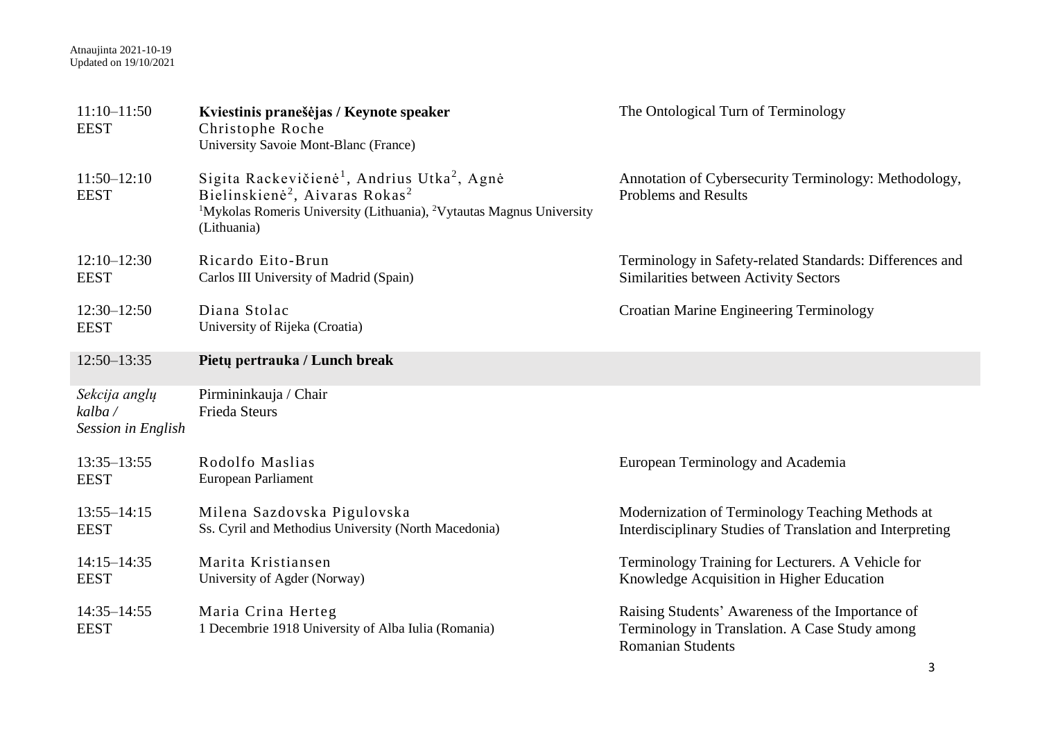| | | |
|---|---|---|
| 11:10–11:50 EEST | **Kviestinis pranešėjas / Keynote speaker**<br>Christophe Roche<br>University Savoie Mont-Blanc (France) | The Ontological Turn of Terminology |
| 11:50–12:10 EEST | Sigita Rackevičienė[1], Andrius Utka[2], Agnė Bielinskienė[2], Aivaras Rokas[2]<br>[1]Mykolas Romeris University (Lithuania), [2]Vytautas Magnus University (Lithuania) | Annotation of Cybersecurity Terminology: Methodology, Problems and Results |
| 12:10–12:30 EEST | Ricardo Eito-Brun<br>Carlos III University of Madrid (Spain) | Terminology in Safety-related Standards: Differences and Similarities between Activity Sectors |
| 12:30–12:50 EEST | Diana Stolac<br>University of Rijeka (Croatia) | Croatian Marine Engineering Terminology |
| 12:50–13:35 | **Pietų pertrauka / Lunch break** | |
| *Sekcija anglų kalba / Session in English* | Pirmininkauja / Chair<br>Frieda Steurs | |
| 13:35–13:55 EEST | Rodolfo Maslias<br>European Parliament | European Terminology and Academia |
| 13:55–14:15 EEST | Milena Sazdovska Pigulovska<br>Ss. Cyril and Methodius University (North Macedonia) | Modernization of Terminology Teaching Methods at Interdisciplinary Studies of Translation and Interpreting |
| 14:15–14:35 EEST | Marita Kristiansen<br>University of Agder (Norway) | Terminology Training for Lecturers. A Vehicle for Knowledge Acquisition in Higher Education |
| 14:35–14:55 EEST | Maria Crina Herteg<br>1 Decembrie 1918 University of Alba Iulia (Romania) | Raising Students' Awareness of the Importance of Terminology in Translation. A Case Study among Romanian Students |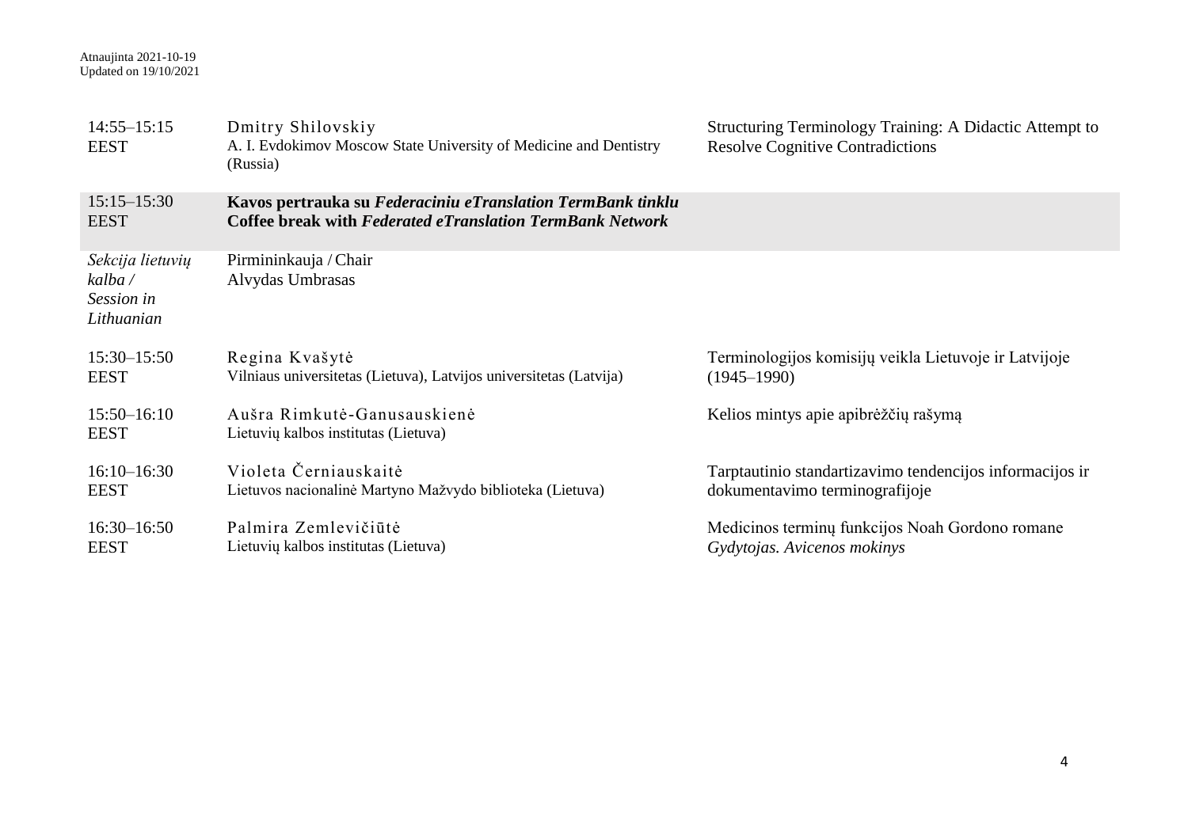Atnaujinta 2021-10-19
Updated on 19/10/2021

| | | |
|---|---|---|
| 14:55–15:15 EEST | Dmitry Shilovskiy<br>A. I. Evdokimov Moscow State University of Medicine and Dentistry (Russia) | Structuring Terminology Training: A Didactic Attempt to Resolve Cognitive Contradictions |
| 15:15–15:30 EEST | **Kavos pertrauka su *Federaciniu eTranslation TermBank tinklu*<br>Coffee break with *Federated eTranslation TermBank Network*** | |
| *Sekcija lietuvių kalba / Session in Lithuanian* | Pirmininkauja / Chair<br>Alvydas Umbrasas | |
| 15:30–15:50 EEST | Regina Kvašytė<br>Vilniaus universitetas (Lietuva), Latvijos universitetas (Latvija) | Terminologijos komisijų veikla Lietuvoje ir Latvijoje (1945–1990) |
| 15:50–16:10 EEST | Aušra Rimkutė-Ganusauskienė<br>Lietuvių kalbos institutas (Lietuva) | Kelios mintys apie apibrėžčių rašymą |
| 16:10–16:30 EEST | Violeta Černiauskaitė<br>Lietuvos nacionalinė Martyno Mažvydo biblioteka (Lietuva) | Tarptautinio standartizavimo tendencijos informacijos ir dokumentavimo terminografijoje |
| 16:30–16:50 EEST | Palmira Zemlevičiūtė<br>Lietuvių kalbos institutas (Lietuva) | Medicinos terminų funkcijos Noah Gordono romane *Gydytojas. Avicenos mokinys* |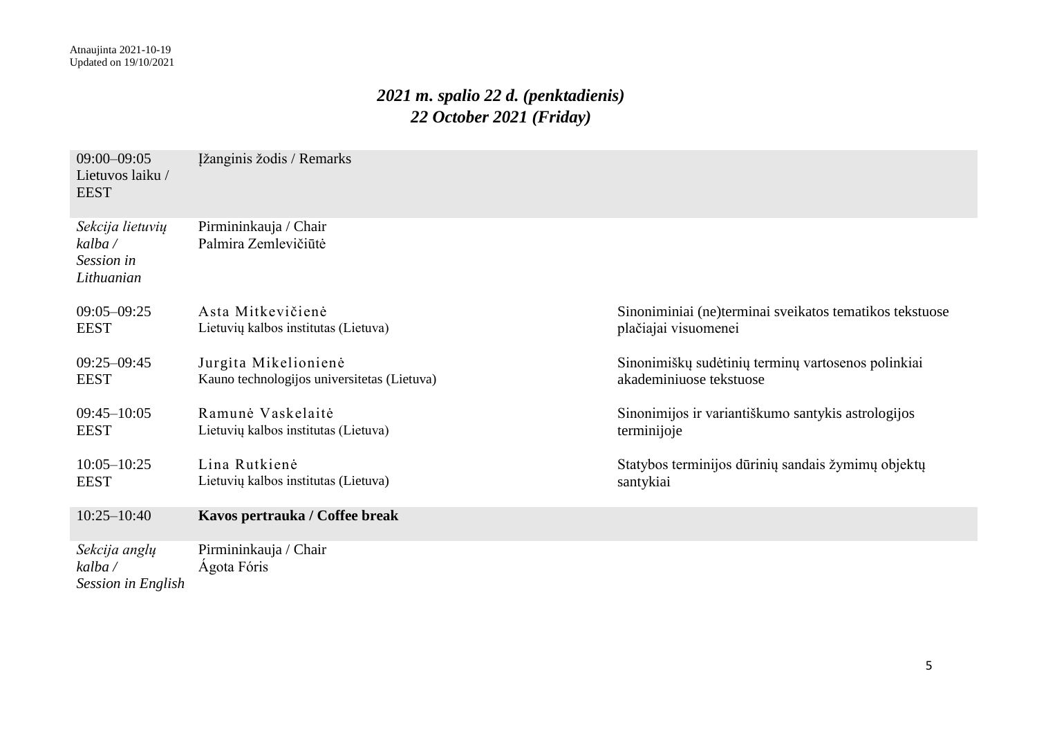Atnaujinta 2021-10-19
Updated on 19/10/2021

## *2021 m. spalio 22 d. (penktadienis)*
## *22 October 2021 (Friday)*

| | | |
|---|---|---|
| 09:00–09:05 Lietuvos laiku / EEST | Įžanginis žodis / Remarks | |
| *Sekcija lietuvių kalba / Session in Lithuanian* | Pirmininkauja / Chair<br>Palmira Zemlevičiūtė | |
| 09:05–09:25 EEST | Asta Mitkevičienė<br>Lietuvių kalbos institutas (Lietuva) | Sinoniminiai (ne)terminai sveikatos tematikos tekstuose plačiajai visuomenei |
| 09:25–09:45 EEST | Jurgita Mikelionienė<br>Kauno technologijos universitetas (Lietuva) | Sinonimiškų sudėtinių terminų vartosenos polinkiai akademiniuose tekstuose |
| 09:45–10:05 EEST | Ramunė Vaskelaitė<br>Lietuvių kalbos institutas (Lietuva) | Sinonimijos ir variantiškumo santykis astrologijos terminijoje |
| 10:05–10:25 EEST | Lina Rutkienė<br>Lietuvių kalbos institutas (Lietuva) | Statybos terminijos dūrinių sandais žymimų objektų santykiai |
| 10:25–10:40 | **Kavos pertrauka / Coffee break** | |
| *Sekcija anglų kalba / Session in English* | Pirmininkauja / Chair<br>Ágota Fóris | |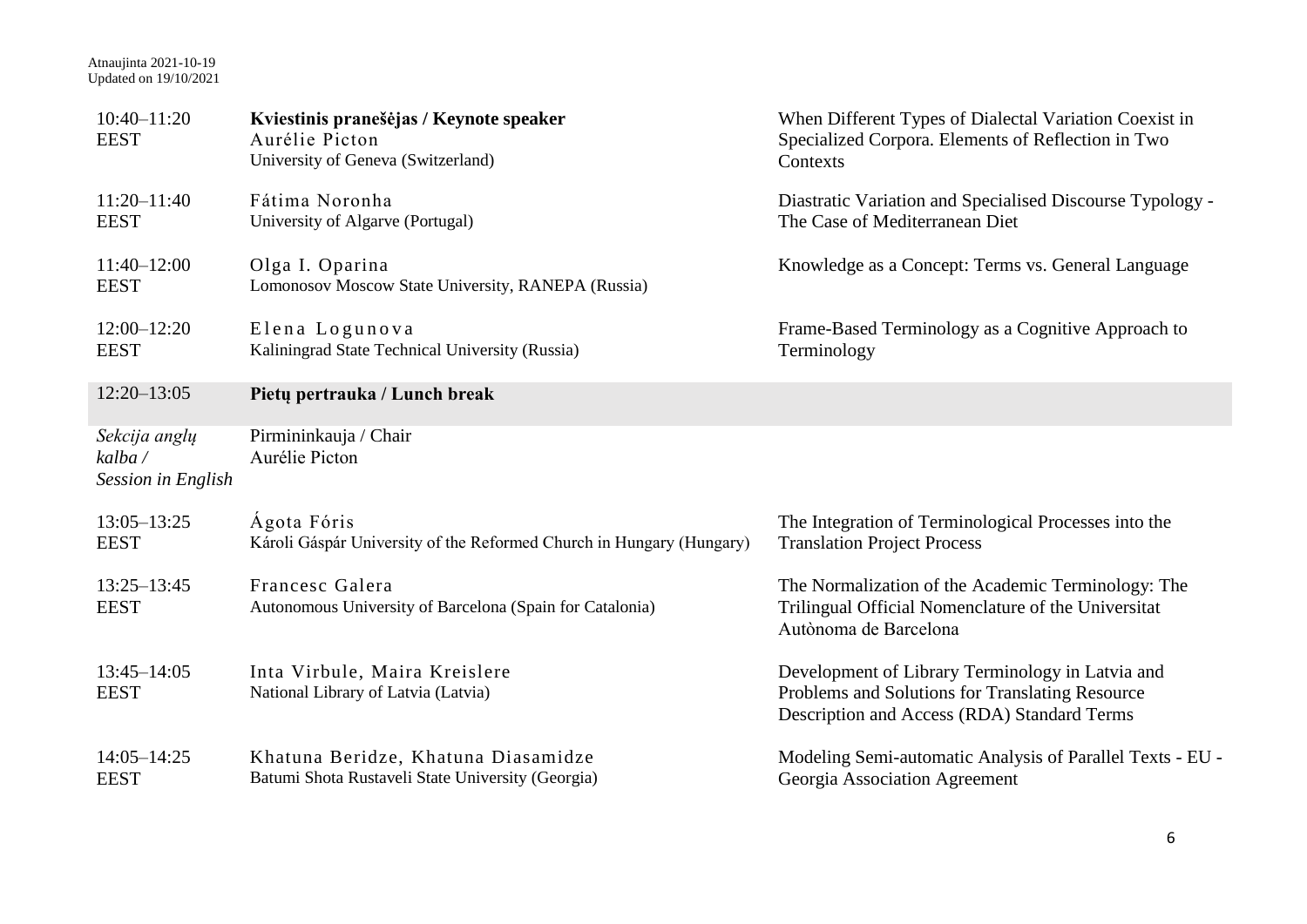Atnaujinta 2021-10-19
Updated on 19/10/2021

| | | |
|---|---|---|
| 10:40–11:20 EEST | **Kviestinis pranešėjas / Keynote speaker**<br>Aurélie Picton<br>University of Geneva (Switzerland) | When Different Types of Dialectal Variation Coexist in Specialized Corpora. Elements of Reflection in Two Contexts |
| 11:20–11:40 EEST | Fátima Noronha<br>University of Algarve (Portugal) | Diastratic Variation and Specialised Discourse Typology - The Case of Mediterranean Diet |
| 11:40–12:00 EEST | Olga I. Oparina<br>Lomonosov Moscow State University, RANEPA (Russia) | Knowledge as a Concept: Terms vs. General Language |
| 12:00–12:20 EEST | Elena Logunova<br>Kaliningrad State Technical University (Russia) | Frame-Based Terminology as a Cognitive Approach to Terminology |
| 12:20–13:05 | **Pietų pertrauka / Lunch break** | |
| *Sekcija anglų kalba / Session in English* | Pirmininkauja / Chair<br>Aurélie Picton | |
| 13:05–13:25 EEST | Ágota Fóris<br>Károli Gáspár University of the Reformed Church in Hungary (Hungary) | The Integration of Terminological Processes into the Translation Project Process |
| 13:25–13:45 EEST | Francesc Galera<br>Autonomous University of Barcelona (Spain for Catalonia) | The Normalization of the Academic Terminology: The Trilingual Official Nomenclature of the Universitat Autònoma de Barcelona |
| 13:45–14:05 EEST | Inta Virbule, Maira Kreislere<br>National Library of Latvia (Latvia) | Development of Library Terminology in Latvia and Problems and Solutions for Translating Resource Description and Access (RDA) Standard Terms |
| 14:05–14:25 EEST | Khatuna Beridze, Khatuna Diasamidze<br>Batumi Shota Rustaveli State University (Georgia) | Modeling Semi-automatic Analysis of Parallel Texts - EU - Georgia Association Agreement |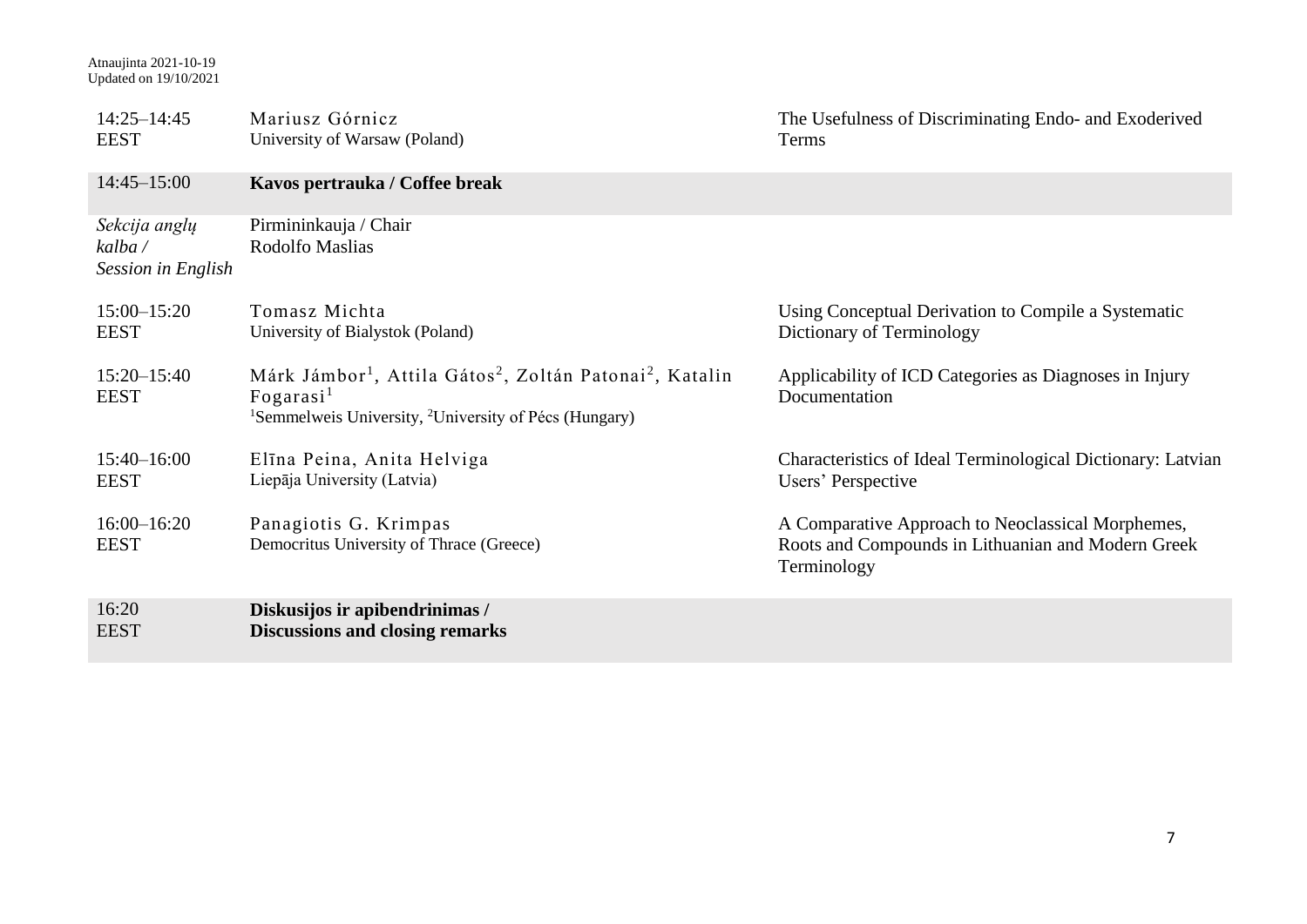Atnaujinta 2021-10-19
Updated on 19/10/2021

| | | |
|---|---|---|
| 14:25–14:45 EEST | Mariusz Górnicz<br>University of Warsaw (Poland) | The Usefulness of Discriminating Endo- and Exoderived Terms |
| 14:45–15:00 | **Kavos pertrauka / Coffee break** | |
| *Sekcija anglų kalba / Session in English* | Pirmininkauja / Chair<br>Rodolfo Maslias | |
| 15:00–15:20 EEST | Tomasz Michta<br>University of Bialystok (Poland) | Using Conceptual Derivation to Compile a Systematic Dictionary of Terminology |
| 15:20–15:40 EEST | Márk Jámbor[1], Attila Gátos[2], Zoltán Patonai[2], Katalin Fogarasi[1]<br>[1]Semmelweis University, [2]University of Pécs (Hungary) | Applicability of ICD Categories as Diagnoses in Injury Documentation |
| 15:40–16:00 EEST | Elīna Peina, Anita Helviga<br>Liepāja University (Latvia) | Characteristics of Ideal Terminological Dictionary: Latvian Users' Perspective |
| 16:00–16:20 EEST | Panagiotis G. Krimpas<br>Democritus University of Thrace (Greece) | A Comparative Approach to Neoclassical Morphemes, Roots and Compounds in Lithuanian and Modern Greek Terminology |
| 16:20 EEST | **Diskusijos ir apibendrinimas / Discussions and closing remarks** | |